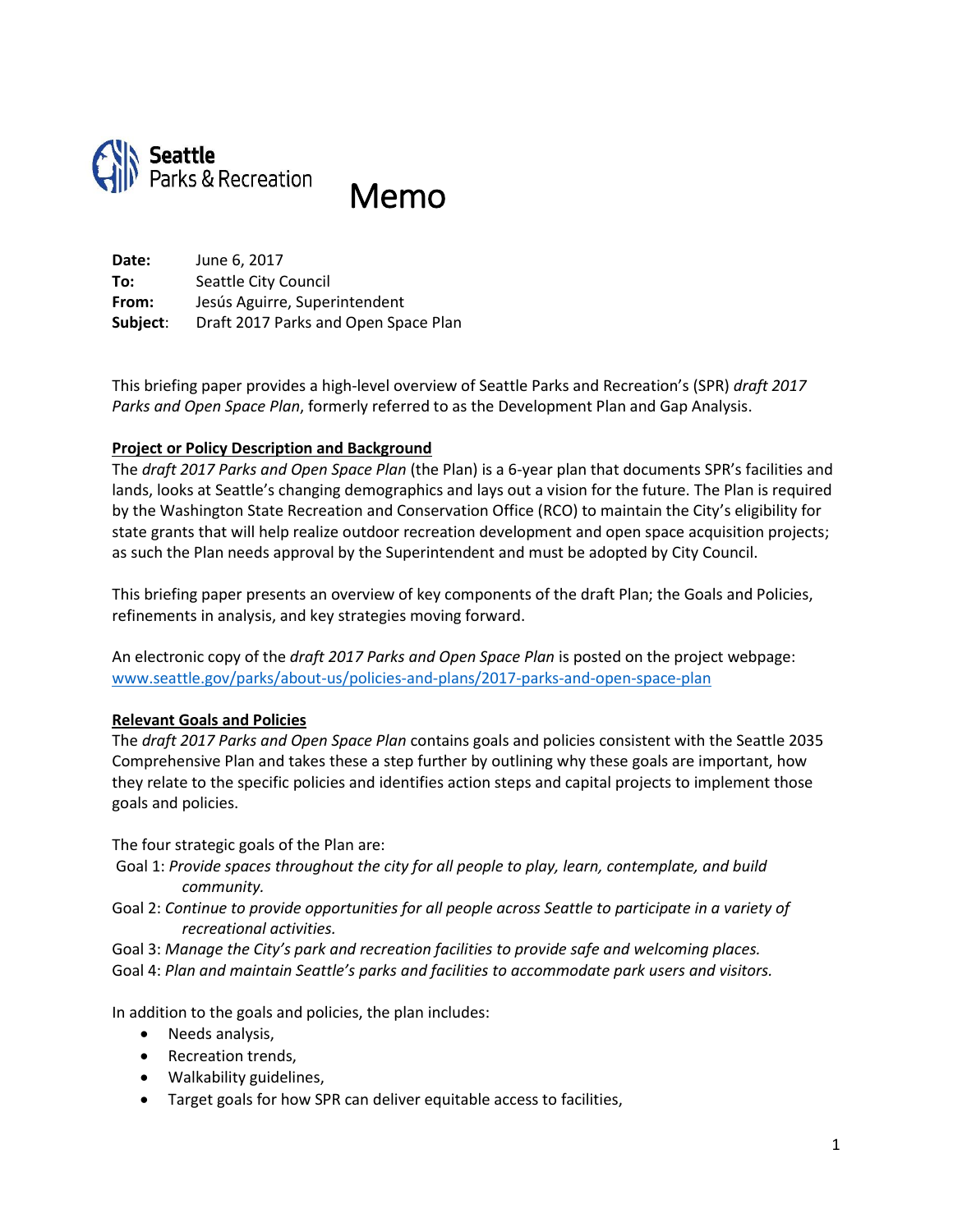Seattle Parks & Recreation

# Memo

**Date:** June 6, 2017
**To:** Seattle City Council
**From:** Jesús Aguirre, Superintendent
**Subject**: Draft 2017 Parks and Open Space Plan

This briefing paper provides a high-level overview of Seattle Parks and Recreation's (SPR) *draft 2017 Parks and Open Space Plan*, formerly referred to as the Development Plan and Gap Analysis.

## Project or Policy Description and Background

The *draft 2017 Parks and Open Space Plan* (the Plan) is a 6-year plan that documents SPR's facilities and lands, looks at Seattle's changing demographics and lays out a vision for the future. The Plan is required by the Washington State Recreation and Conservation Office (RCO) to maintain the City's eligibility for state grants that will help realize outdoor recreation development and open space acquisition projects; as such the Plan needs approval by the Superintendent and must be adopted by City Council.

This briefing paper presents an overview of key components of the draft Plan; the Goals and Policies, refinements in analysis, and key strategies moving forward.

An electronic copy of the *draft 2017 Parks and Open Space Plan* is posted on the project webpage: [www.seattle.gov/parks/about-us/policies-and-plans/2017-parks-and-open-space-plan](www.seattle.gov/parks/about-us/policies-and-plans/2017-parks-and-open-space-plan)

## Relevant Goals and Policies

The *draft 2017 Parks and Open Space Plan* contains goals and policies consistent with the Seattle 2035 Comprehensive Plan and takes these a step further by outlining why these goals are important, how they relate to the specific policies and identifies action steps and capital projects to implement those goals and policies.

The four strategic goals of the Plan are:

Goal 1: *Provide spaces throughout the city for all people to play, learn, contemplate, and build community.*

Goal 2: *Continue to provide opportunities for all people across Seattle to participate in a variety of recreational activities.*

Goal 3: *Manage the City's park and recreation facilities to provide safe and welcoming places.*

Goal 4: *Plan and maintain Seattle's parks and facilities to accommodate park users and visitors.*

In addition to the goals and policies, the plan includes:

- Needs analysis,
- Recreation trends,
- Walkability guidelines,
- Target goals for how SPR can deliver equitable access to facilities,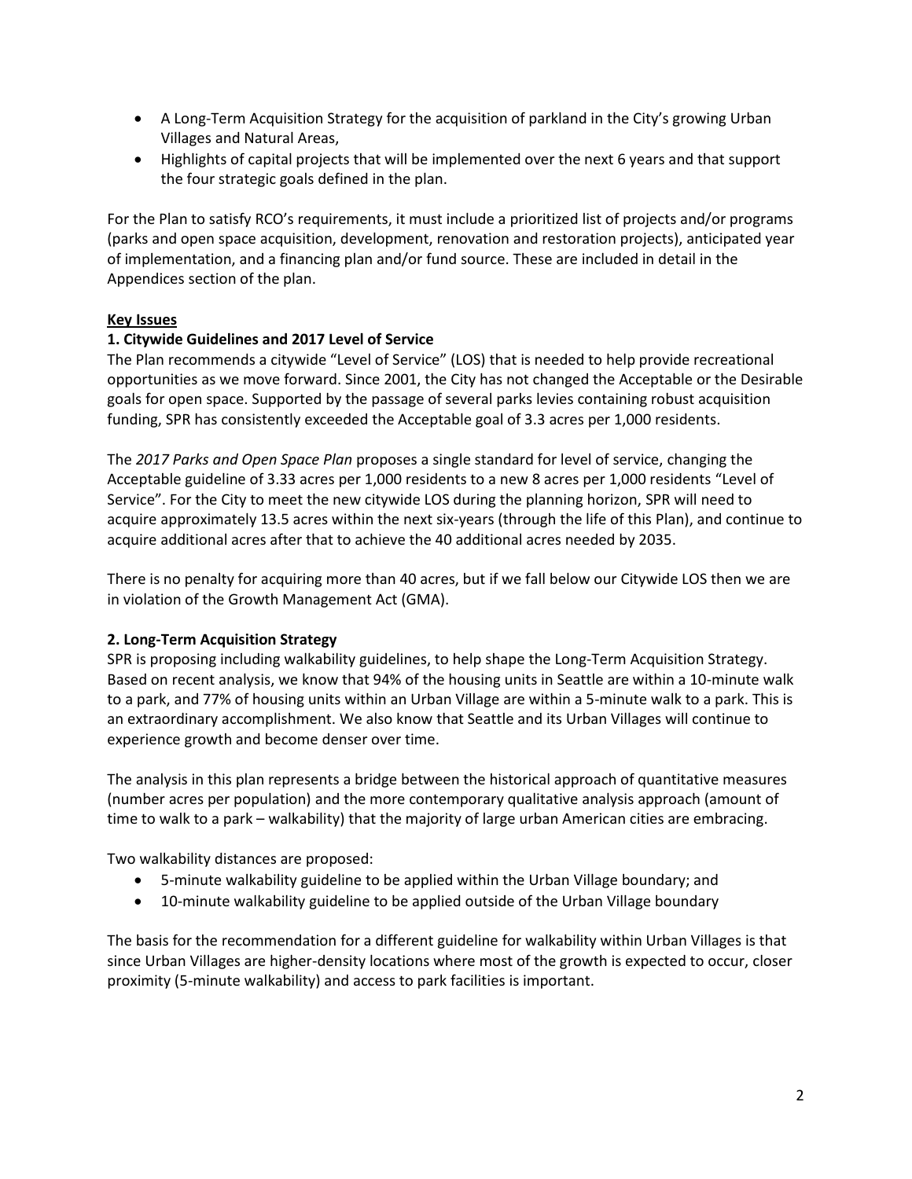- A Long-Term Acquisition Strategy for the acquisition of parkland in the City's growing Urban Villages and Natural Areas,
- Highlights of capital projects that will be implemented over the next 6 years and that support the four strategic goals defined in the plan.

For the Plan to satisfy RCO's requirements, it must include a prioritized list of projects and/or programs (parks and open space acquisition, development, renovation and restoration projects), anticipated year of implementation, and a financing plan and/or fund source. These are included in detail in the Appendices section of the plan.

**Key Issues**

**1. Citywide Guidelines and 2017 Level of Service**

The Plan recommends a citywide "Level of Service" (LOS) that is needed to help provide recreational opportunities as we move forward. Since 2001, the City has not changed the Acceptable or the Desirable goals for open space. Supported by the passage of several parks levies containing robust acquisition funding, SPR has consistently exceeded the Acceptable goal of 3.3 acres per 1,000 residents.

The *2017 Parks and Open Space Plan* proposes a single standard for level of service, changing the Acceptable guideline of 3.33 acres per 1,000 residents to a new 8 acres per 1,000 residents "Level of Service". For the City to meet the new citywide LOS during the planning horizon, SPR will need to acquire approximately 13.5 acres within the next six-years (through the life of this Plan), and continue to acquire additional acres after that to achieve the 40 additional acres needed by 2035.

There is no penalty for acquiring more than 40 acres, but if we fall below our Citywide LOS then we are in violation of the Growth Management Act (GMA).

**2. Long-Term Acquisition Strategy**

SPR is proposing including walkability guidelines, to help shape the Long-Term Acquisition Strategy. Based on recent analysis, we know that 94% of the housing units in Seattle are within a 10-minute walk to a park, and 77% of housing units within an Urban Village are within a 5-minute walk to a park. This is an extraordinary accomplishment. We also know that Seattle and its Urban Villages will continue to experience growth and become denser over time.

The analysis in this plan represents a bridge between the historical approach of quantitative measures (number acres per population) and the more contemporary qualitative analysis approach (amount of time to walk to a park – walkability) that the majority of large urban American cities are embracing.

Two walkability distances are proposed:

- 5-minute walkability guideline to be applied within the Urban Village boundary; and
- 10-minute walkability guideline to be applied outside of the Urban Village boundary

The basis for the recommendation for a different guideline for walkability within Urban Villages is that since Urban Villages are higher-density locations where most of the growth is expected to occur, closer proximity (5-minute walkability) and access to park facilities is important.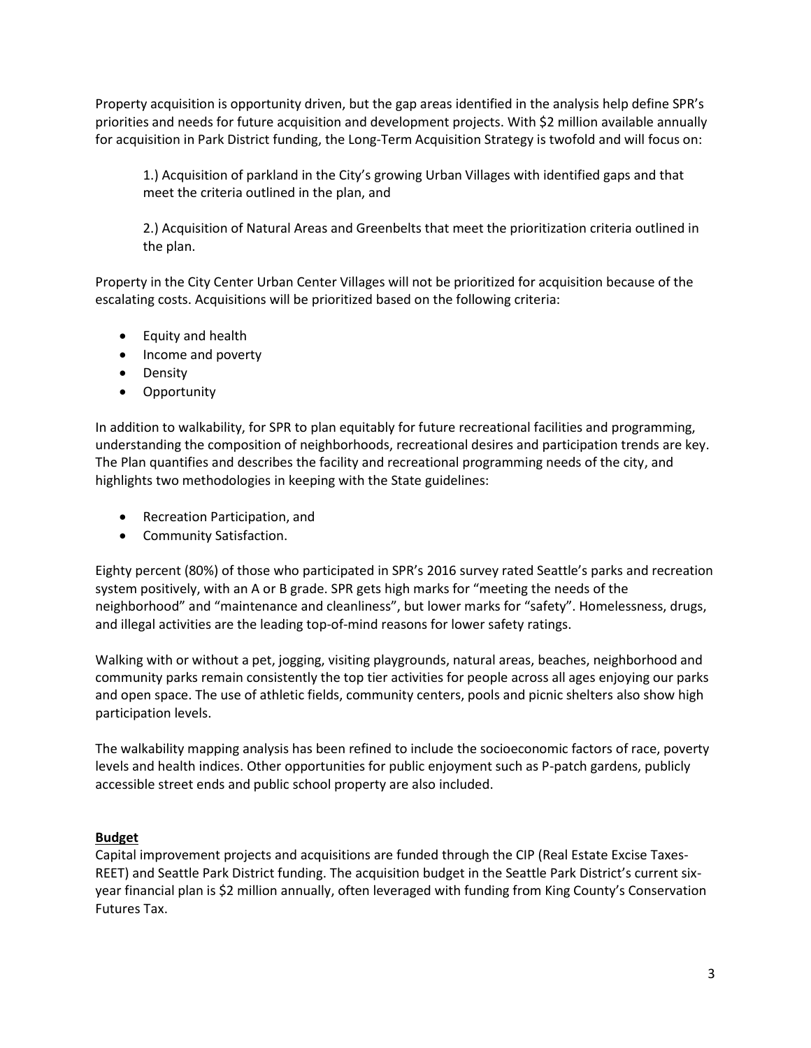Property acquisition is opportunity driven, but the gap areas identified in the analysis help define SPR's priorities and needs for future acquisition and development projects. With $2 million available annually for acquisition in Park District funding, the Long-Term Acquisition Strategy is twofold and will focus on:

1.) Acquisition of parkland in the City's growing Urban Villages with identified gaps and that meet the criteria outlined in the plan, and

2.) Acquisition of Natural Areas and Greenbelts that meet the prioritization criteria outlined in the plan.

Property in the City Center Urban Center Villages will not be prioritized for acquisition because of the escalating costs. Acquisitions will be prioritized based on the following criteria:

- Equity and health
- Income and poverty
- Density
- Opportunity

In addition to walkability, for SPR to plan equitably for future recreational facilities and programming, understanding the composition of neighborhoods, recreational desires and participation trends are key. The Plan quantifies and describes the facility and recreational programming needs of the city, and highlights two methodologies in keeping with the State guidelines:

- Recreation Participation, and
- Community Satisfaction.

Eighty percent (80%) of those who participated in SPR's 2016 survey rated Seattle's parks and recreation system positively, with an A or B grade. SPR gets high marks for "meeting the needs of the neighborhood" and "maintenance and cleanliness", but lower marks for "safety". Homelessness, drugs, and illegal activities are the leading top-of-mind reasons for lower safety ratings.

Walking with or without a pet, jogging, visiting playgrounds, natural areas, beaches, neighborhood and community parks remain consistently the top tier activities for people across all ages enjoying our parks and open space. The use of athletic fields, community centers, pools and picnic shelters also show high participation levels.

The walkability mapping analysis has been refined to include the socioeconomic factors of race, poverty levels and health indices. Other opportunities for public enjoyment such as P-patch gardens, publicly accessible street ends and public school property are also included.

**Budget**

Capital improvement projects and acquisitions are funded through the CIP (Real Estate Excise Taxes-REET) and Seattle Park District funding. The acquisition budget in the Seattle Park District's current six-year financial plan is $2 million annually, often leveraged with funding from King County's Conservation Futures Tax.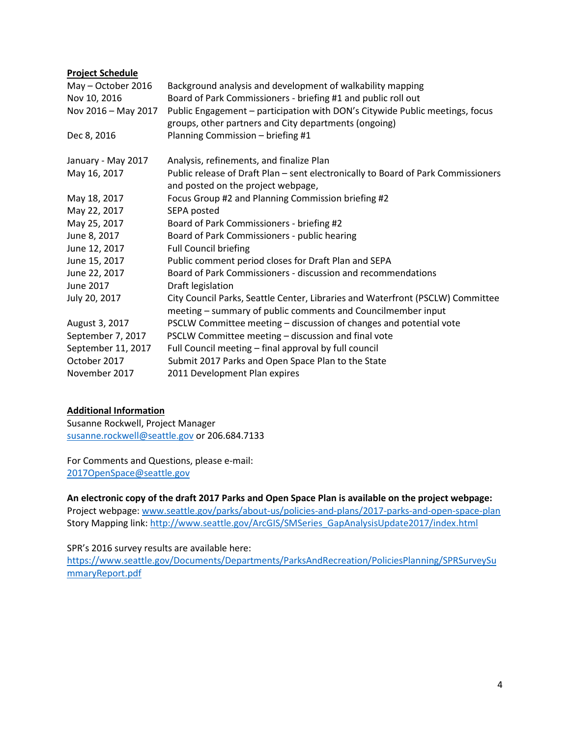**Project Schedule**

| | |
|---|---|
| May – October 2016 | Background analysis and development of walkability mapping |
| Nov 10, 2016 | Board of Park Commissioners - briefing #1 and public roll out |
| Nov 2016 – May 2017 | Public Engagement – participation with DON's Citywide Public meetings, focus groups, other partners and City departments (ongoing) |
| Dec 8, 2016 | Planning Commission – briefing #1 |
| January - May 2017 | Analysis, refinements, and finalize Plan |
| May 16, 2017 | Public release of Draft Plan – sent electronically to Board of Park Commissioners and posted on the project webpage, |
| May 18, 2017 | Focus Group #2 and Planning Commission briefing #2 |
| May 22, 2017 | SEPA posted |
| May 25, 2017 | Board of Park Commissioners - briefing #2 |
| June 8, 2017 | Board of Park Commissioners - public hearing |
| June 12, 2017 | Full Council briefing |
| June 15, 2017 | Public comment period closes for Draft Plan and SEPA |
| June 22, 2017 | Board of Park Commissioners - discussion and recommendations |
| June 2017 | Draft legislation |
| July 20, 2017 | City Council Parks, Seattle Center, Libraries and Waterfront (PSCLW) Committee meeting – summary of public comments and Councilmember input |
| August 3, 2017 | PSCLW Committee meeting – discussion of changes and potential vote |
| September 7, 2017 | PSCLW Committee meeting – discussion and final vote |
| September 11, 2017 | Full Council meeting – final approval by full council |
| October 2017 | Submit 2017 Parks and Open Space Plan to the State |
| November 2017 | 2011 Development Plan expires |

**Additional Information**

Susanne Rockwell, Project Manager
susanne.rockwell@seattle.gov or 206.684.7133

For Comments and Questions, please e-mail:
2017OpenSpace@seattle.gov

**An electronic copy of the draft 2017 Parks and Open Space Plan is available on the project webpage:**
Project webpage: www.seattle.gov/parks/about-us/policies-and-plans/2017-parks-and-open-space-plan
Story Mapping link: http://www.seattle.gov/ArcGIS/SMSeries_GapAnalysisUpdate2017/index.html

SPR's 2016 survey results are available here:
https://www.seattle.gov/Documents/Departments/ParksAndRecreation/PoliciesPlanning/SPRSurveySummaryReport.pdf